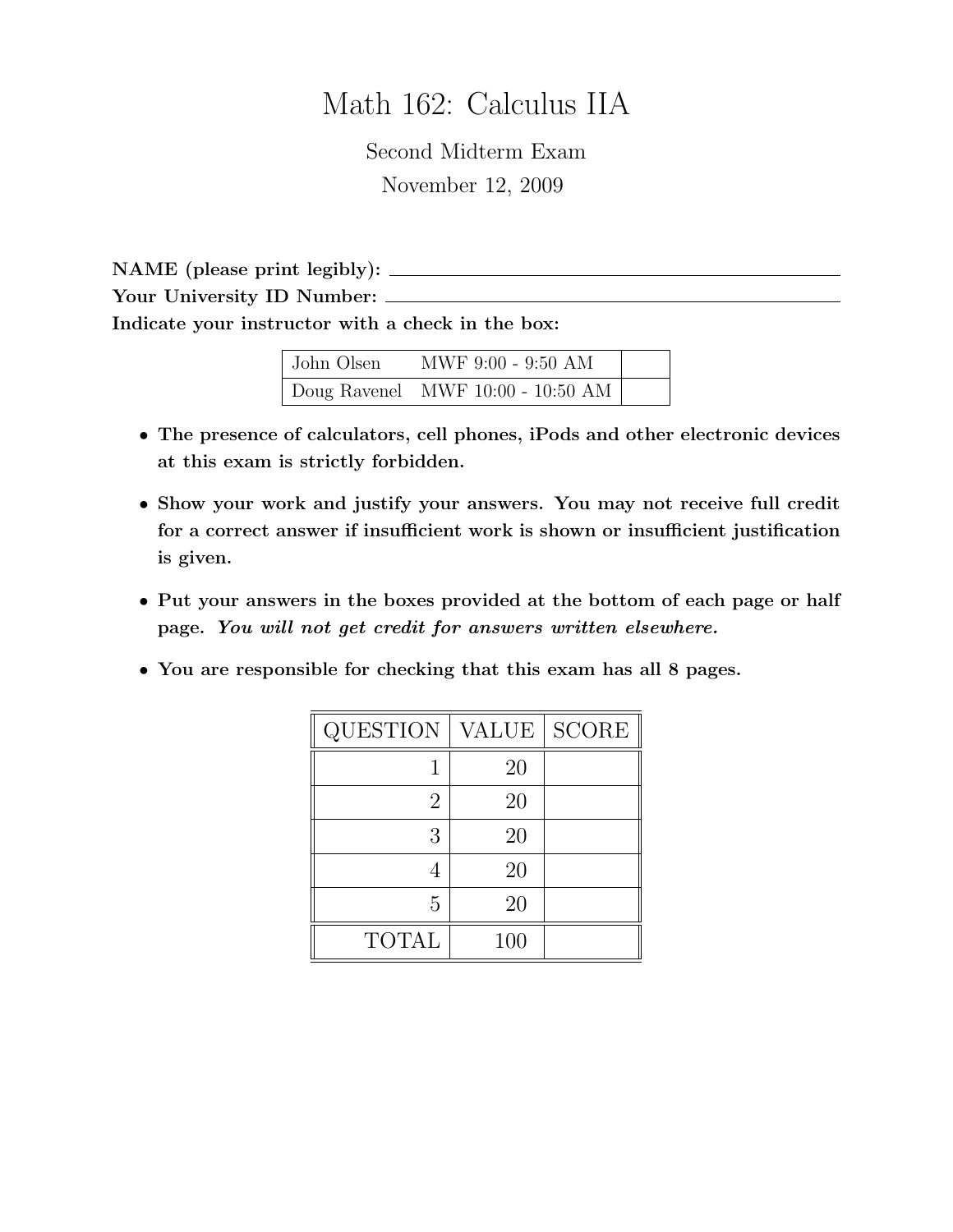# Math 162: Calculus IIA

Second Midterm Exam

November 12, 2009

**NAME (please print legibly):** ____________________

**Your University ID Number:** ____________________

**Indicate your instructor with a check in the box:**

| | | |
|---|---|---|
| John Olsen | MWF 9:00 - 9:50 AM | |
| Doug Ravenel | MWF 10:00 - 10:50 AM | |

- **The presence of calculators, cell phones, iPods and other electronic devices at this exam is strictly forbidden.**
- **Show your work and justify your answers. You may not receive full credit for a correct answer if insufficient work is shown or insufficient justification is given.**
- **Put your answers in the boxes provided at the bottom of each page or half page.** ***You will not get credit for answers written elsewhere.***
- **You are responsible for checking that this exam has all 8 pages.**

| QUESTION | VALUE | SCORE |
|---|---|---|
| 1 | 20 | |
| 2 | 20 | |
| 3 | 20 | |
| 4 | 20 | |
| 5 | 20 | |
| TOTAL | 100 | |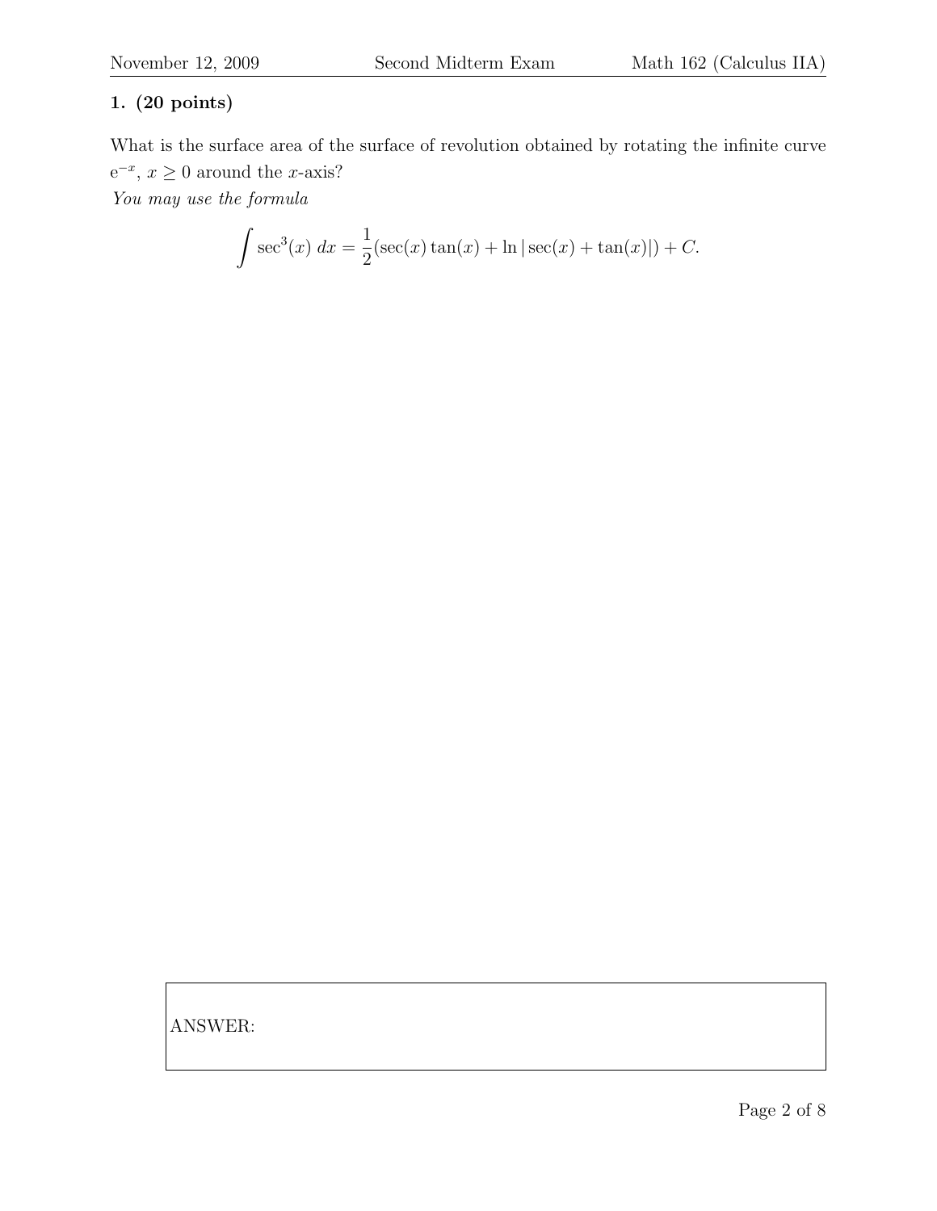**1. (20 points)**

What is the surface area of the surface of revolution obtained by rotating the infinite curve $e^{-x}$, $x \geq 0$ around the $x$-axis?

*You may use the formula*

$$\int \sec^3(x)\, dx = \frac{1}{2}(\sec(x)\tan(x) + \ln|\sec(x) + \tan(x)|) + C.$$

ANSWER: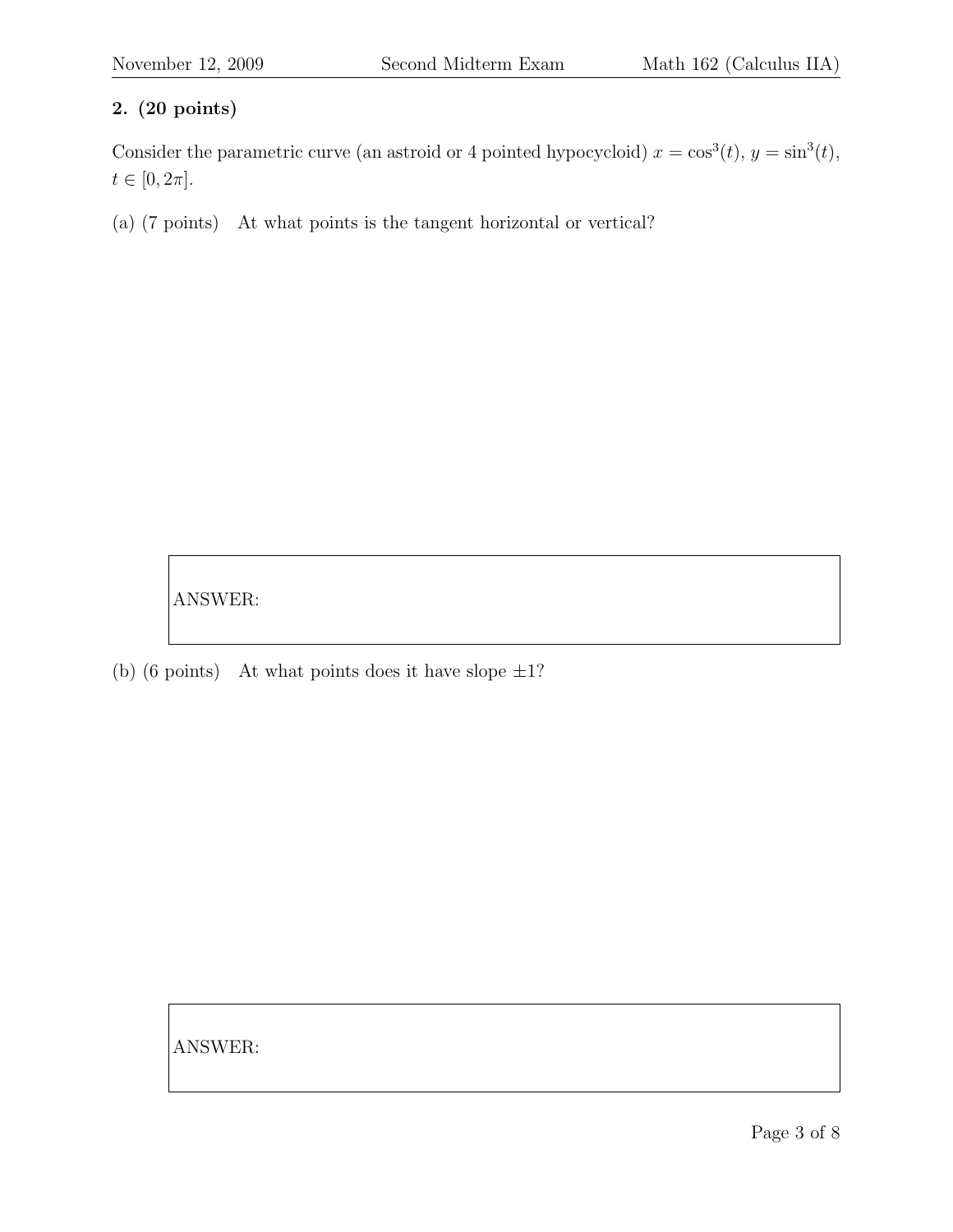**2. (20 points)**

Consider the parametric curve (an astroid or 4 pointed hypocycloid) $x = \cos^3(t)$, $y = \sin^3(t)$, $t \in [0, 2\pi]$.

(a) (7 points) At what points is the tangent horizontal or vertical?

ANSWER:

(b) (6 points) At what points does it have slope $\pm 1$?

ANSWER: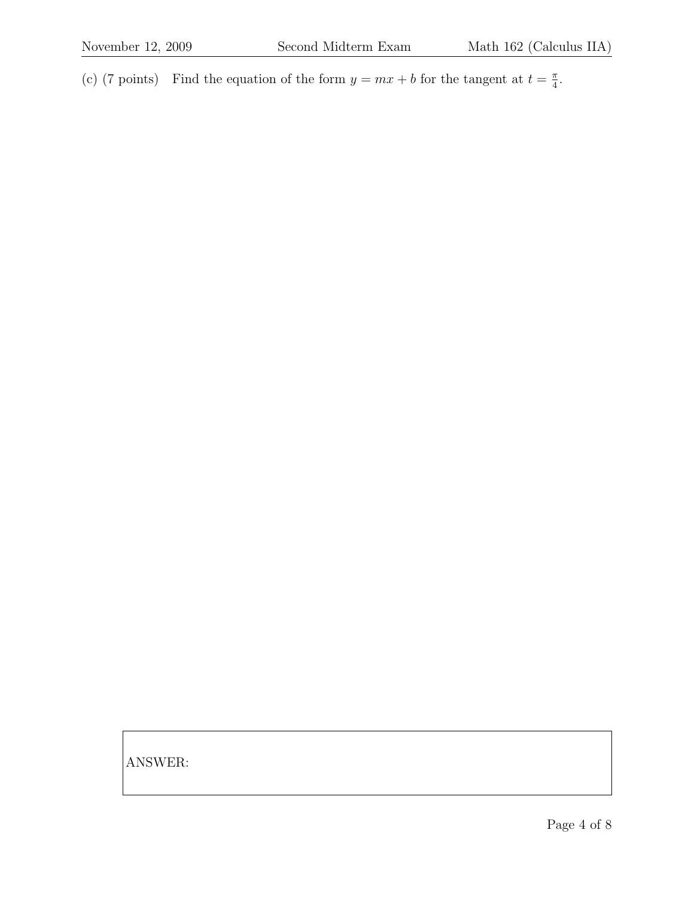(c) (7 points) Find the equation of the form $y = mx + b$ for the tangent at $t = \frac{\pi}{4}$.

ANSWER: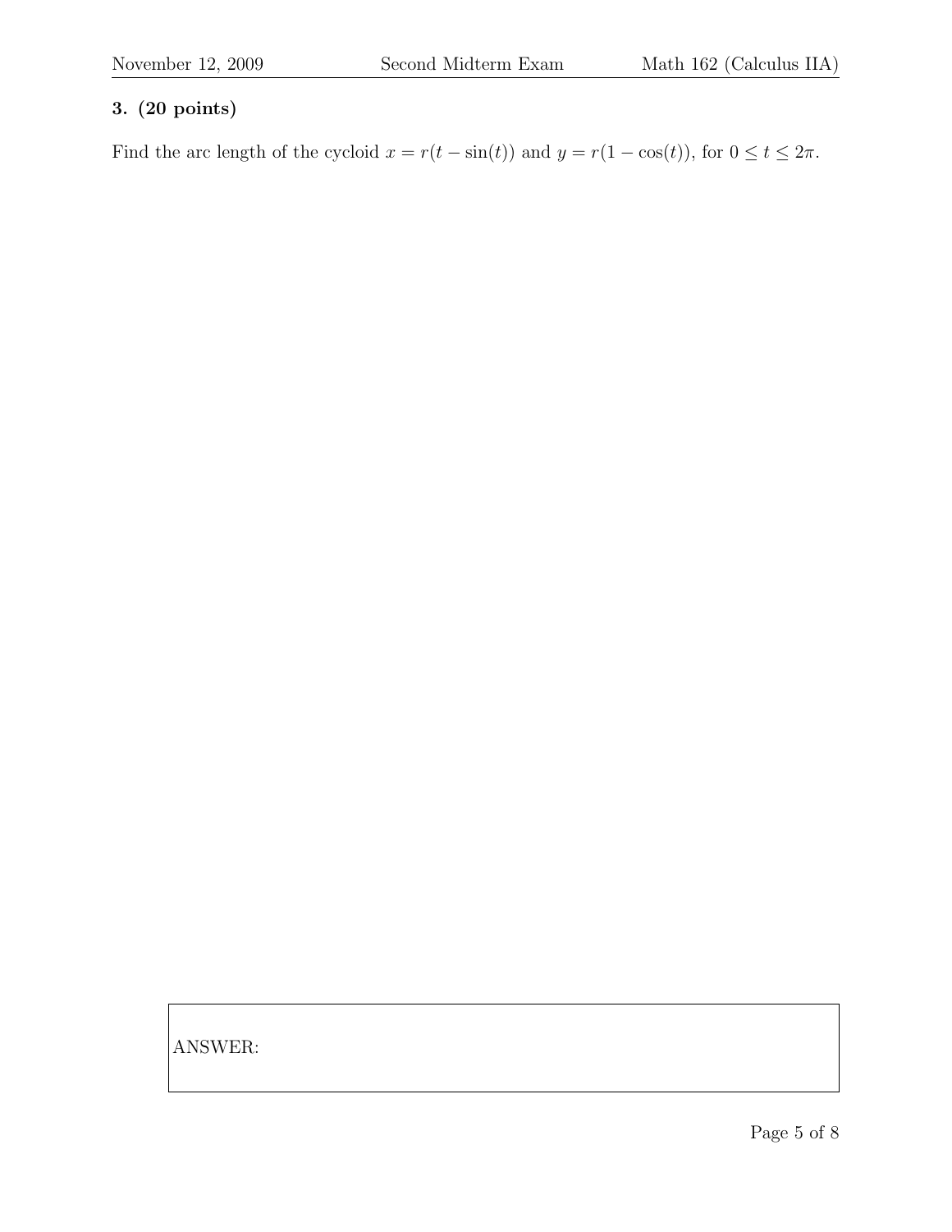**3. (20 points)**

Find the arc length of the cycloid $x = r(t - \sin(t))$ and $y = r(1 - \cos(t))$, for $0 \leq t \leq 2\pi$.

ANSWER: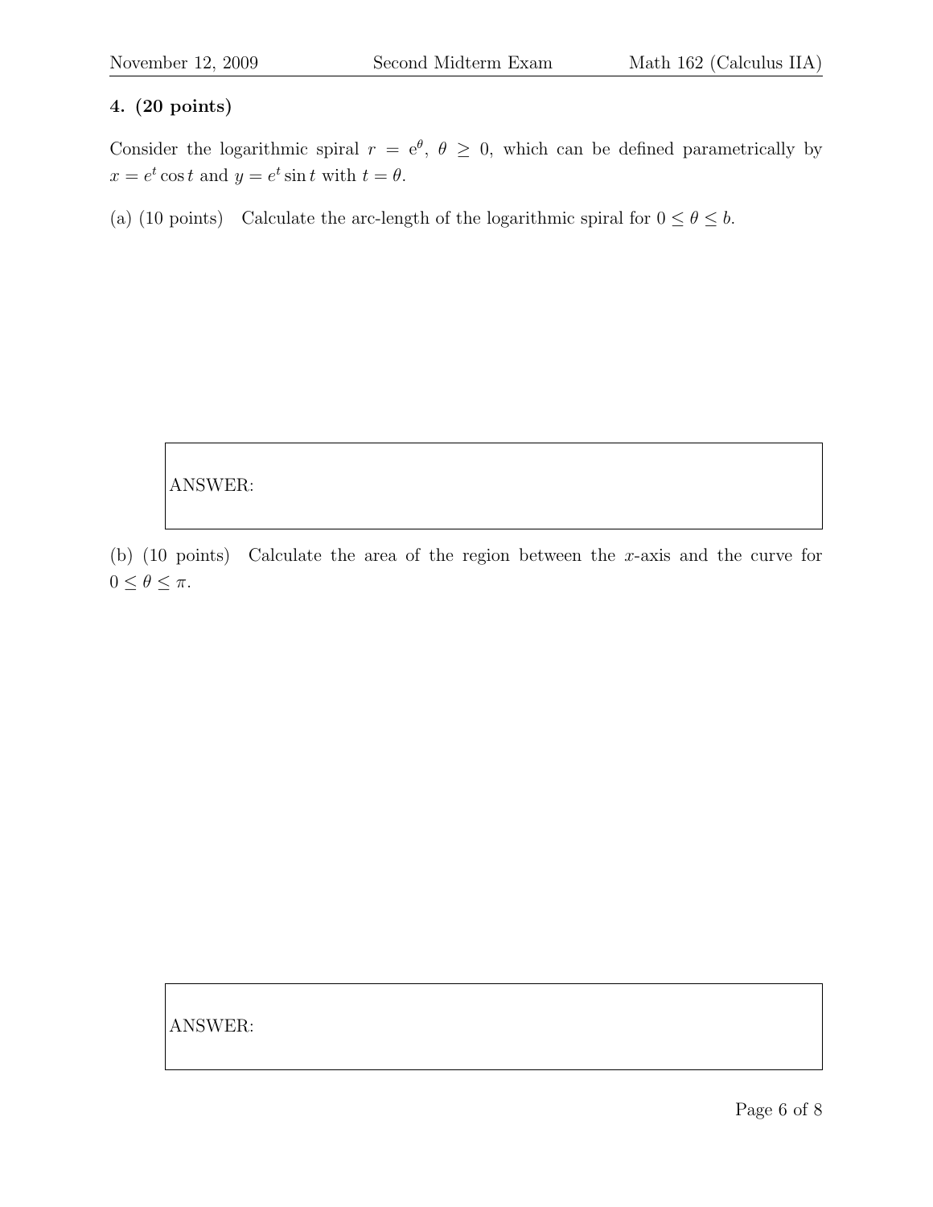**4. (20 points)**

Consider the logarithmic spiral $r = e^{\theta}$, $\theta \geq 0$, which can be defined parametrically by $x = e^t \cos t$ and $y = e^t \sin t$ with $t = \theta$.

(a) (10 points) Calculate the arc-length of the logarithmic spiral for $0 \leq \theta \leq b$.

ANSWER:

(b) (10 points) Calculate the area of the region between the $x$-axis and the curve for $0 \leq \theta \leq \pi$.

ANSWER: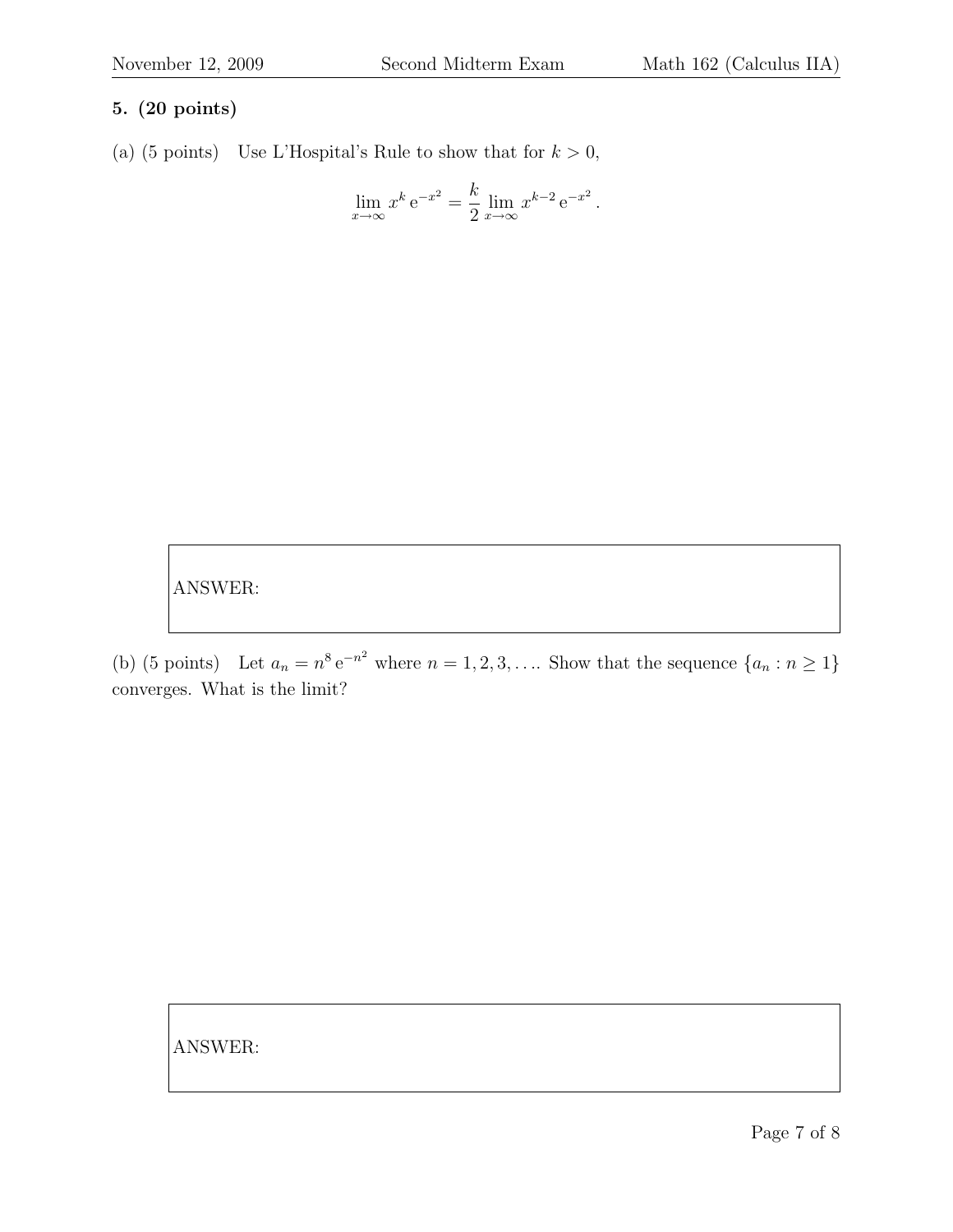**5. (20 points)**

(a) (5 points) Use L'Hospital's Rule to show that for $k > 0$,

$$\lim_{x\to\infty} x^k \, e^{-x^2} = \frac{k}{2} \lim_{x\to\infty} x^{k-2} \, e^{-x^2} .$$

ANSWER:

(b) (5 points) Let $a_n = n^8 \, e^{-n^2}$ where $n = 1, 2, 3, \ldots$. Show that the sequence $\{a_n : n \geq 1\}$ converges. What is the limit?

ANSWER: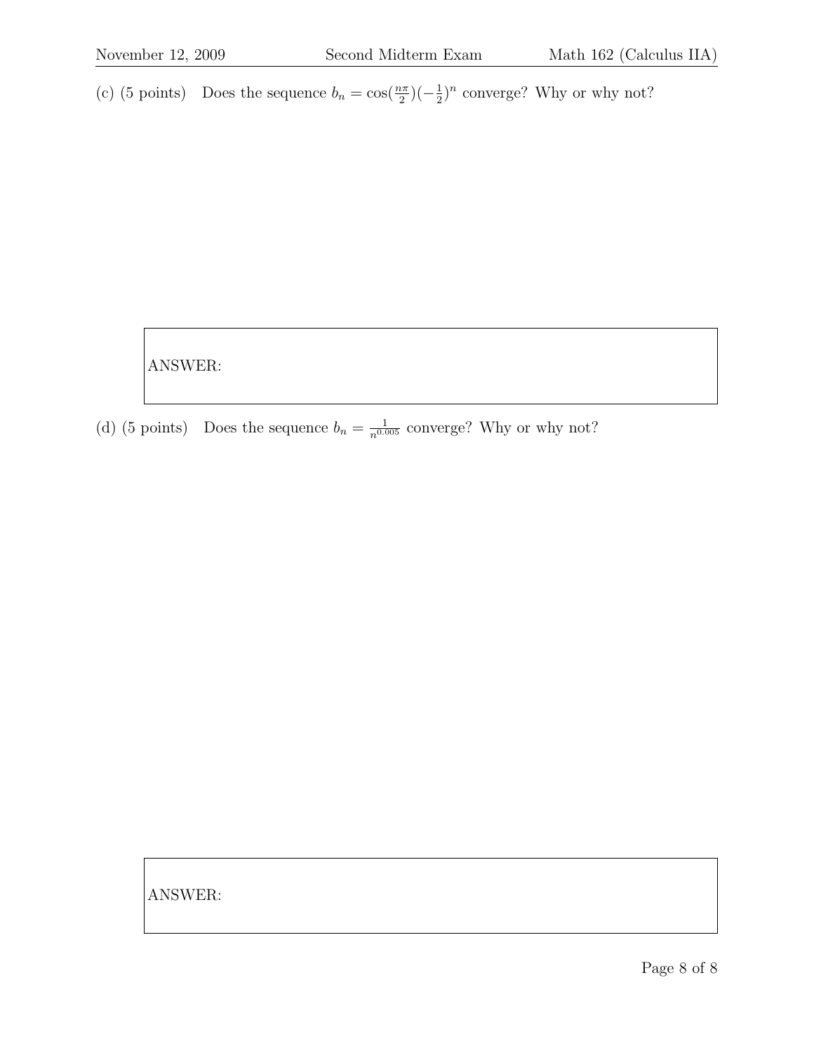(c) (5 points) Does the sequence $b_n = \cos(\frac{n\pi}{2})(-\frac{1}{2})^n$ converge? Why or why not?

ANSWER:

(d) (5 points) Does the sequence $b_n = \frac{1}{n^{0.005}}$ converge? Why or why not?

ANSWER: